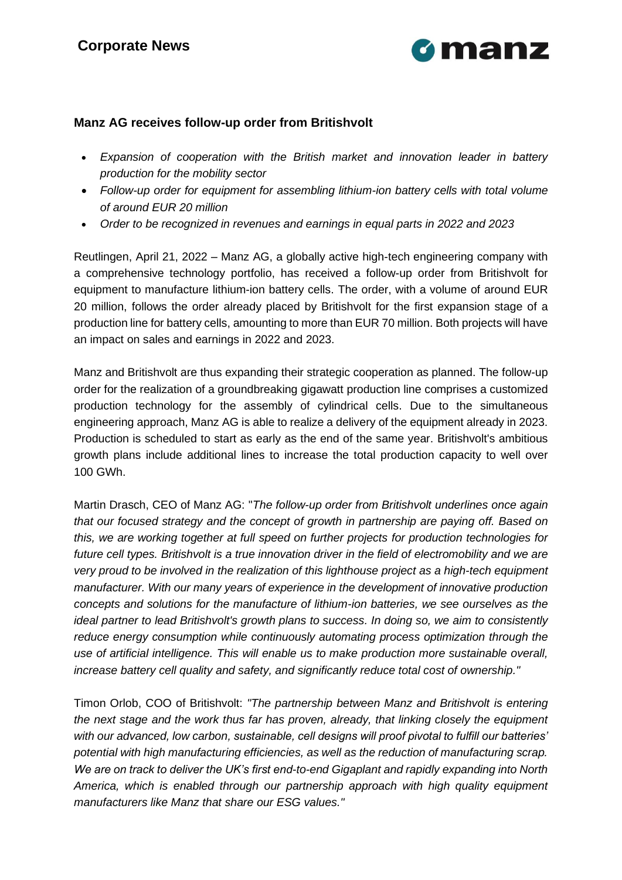**Corporate News**

## Manz AG receives follow-up order from Britishvolt

- *Expansion of cooperation with the British market and innovation leader in battery production for the mobility sector*
- *Follow-up order for equipment for assembling lithium-ion battery cells with total volume of around EUR 20 million*
- *Order to be recognized in revenues and earnings in equal parts in 2022 and 2023*

Reutlingen, April 21, 2022 – Manz AG, a globally active high-tech engineering company with a comprehensive technology portfolio, has received a follow-up order from Britishvolt for equipment to manufacture lithium-ion battery cells. The order, with a volume of around EUR 20 million, follows the order already placed by Britishvolt for the first expansion stage of a production line for battery cells, amounting to more than EUR 70 million. Both projects will have an impact on sales and earnings in 2022 and 2023.

Manz and Britishvolt are thus expanding their strategic cooperation as planned. The follow-up order for the realization of a groundbreaking gigawatt production line comprises a customized production technology for the assembly of cylindrical cells. Due to the simultaneous engineering approach, Manz AG is able to realize a delivery of the equipment already in 2023. Production is scheduled to start as early as the end of the same year. Britishvolt's ambitious growth plans include additional lines to increase the total production capacity to well over 100 GWh.

Martin Drasch, CEO of Manz AG: "*The follow-up order from Britishvolt underlines once again that our focused strategy and the concept of growth in partnership are paying off. Based on this, we are working together at full speed on further projects for production technologies for future cell types. Britishvolt is a true innovation driver in the field of electromobility and we are very proud to be involved in the realization of this lighthouse project as a high-tech equipment manufacturer. With our many years of experience in the development of innovative production concepts and solutions for the manufacture of lithium-ion batteries, we see ourselves as the ideal partner to lead Britishvolt's growth plans to success. In doing so, we aim to consistently reduce energy consumption while continuously automating process optimization through the use of artificial intelligence. This will enable us to make production more sustainable overall, increase battery cell quality and safety, and significantly reduce total cost of ownership.*"

Timon Orlob, COO of Britishvolt: *"The partnership between Manz and Britishvolt is entering the next stage and the work thus far has proven, already, that linking closely the equipment with our advanced, low carbon, sustainable, cell designs will proof pivotal to fulfill our batteries' potential with high manufacturing efficiencies, as well as the reduction of manufacturing scrap. We are on track to deliver the UK's first end-to-end Gigaplant and rapidly expanding into North America, which is enabled through our partnership approach with high quality equipment manufacturers like Manz that share our ESG values."*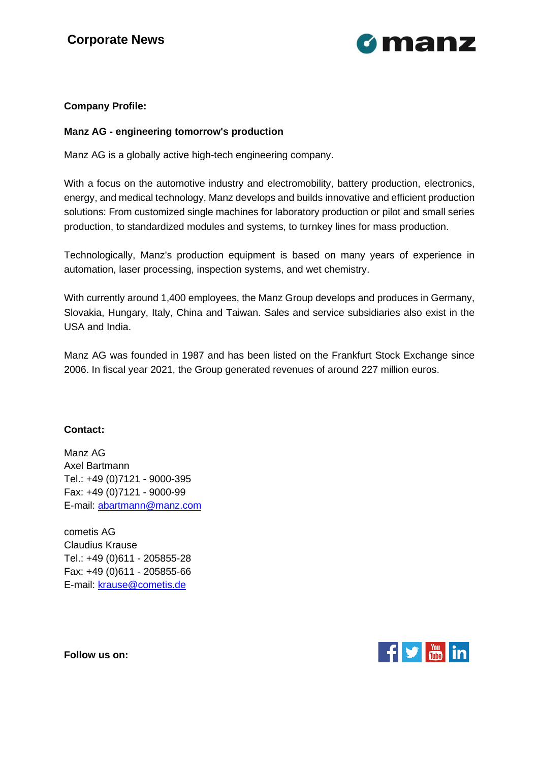**Company Profile:**

**Manz AG - engineering tomorrow's production**

Manz AG is a globally active high-tech engineering company.

With a focus on the automotive industry and electromobility, battery production, electronics, energy, and medical technology, Manz develops and builds innovative and efficient production solutions: From customized single machines for laboratory production or pilot and small series production, to standardized modules and systems, to turnkey lines for mass production.

Technologically, Manz's production equipment is based on many years of experience in automation, laser processing, inspection systems, and wet chemistry.

With currently around 1,400 employees, the Manz Group develops and produces in Germany, Slovakia, Hungary, Italy, China and Taiwan. Sales and service subsidiaries also exist in the USA and India.

Manz AG was founded in 1987 and has been listed on the Frankfurt Stock Exchange since 2006. In fiscal year 2021, the Group generated revenues of around 227 million euros.

**Contact:**

Manz AG
Axel Bartmann
Tel.: +49 (0)7121 - 9000-395
Fax: +49 (0)7121 - 9000-99
E-mail: abartmann@manz.com

cometis AG
Claudius Krause
Tel.: +49 (0)611 - 205855-28
Fax: +49 (0)611 - 205855-66
E-mail: krause@cometis.de

**Follow us on:**